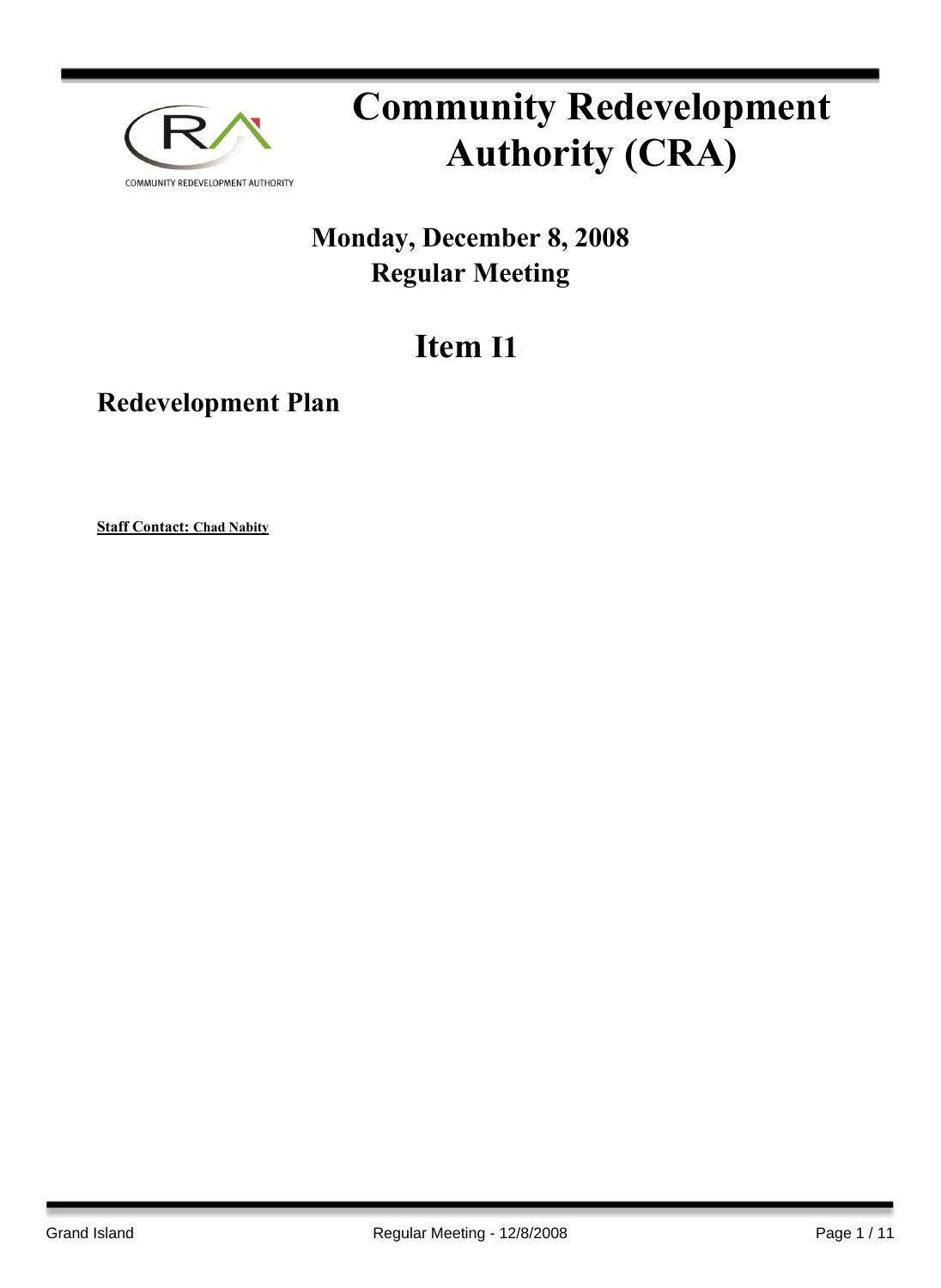# Community Redevelopment Authority (CRA)

**Monday, December 8, 2008**
**Regular Meeting**

## Item I1

### Redevelopment Plan

**Staff Contact: Chad Nabity**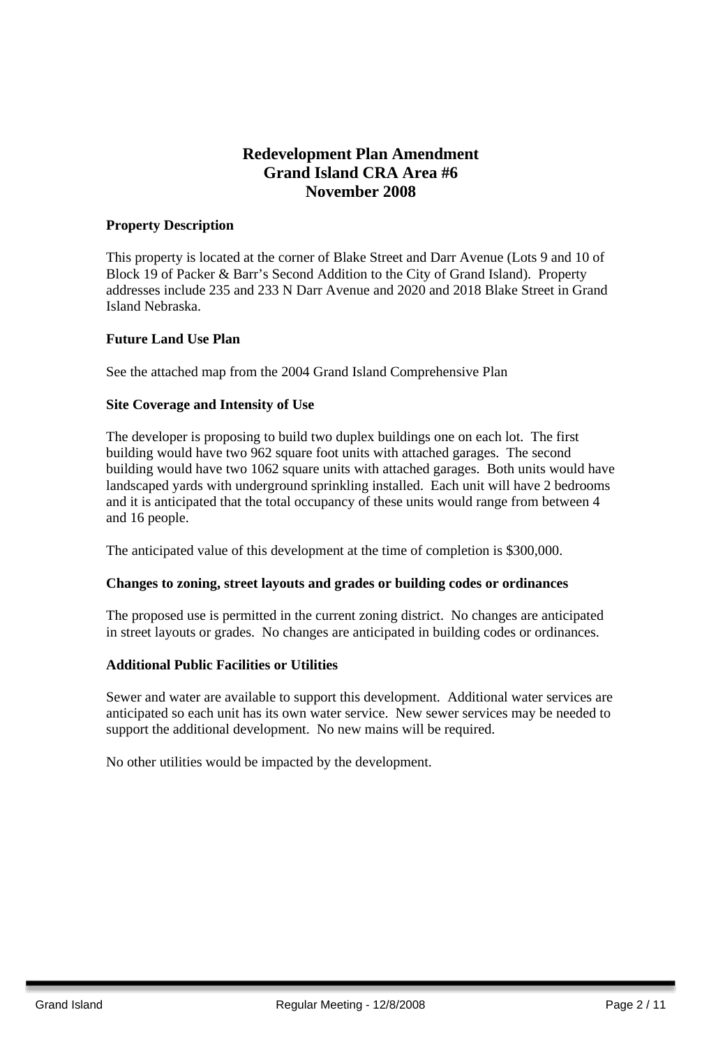# Redevelopment Plan Amendment
# Grand Island CRA Area #6
# November 2008

**Property Description**

This property is located at the corner of Blake Street and Darr Avenue (Lots 9 and 10 of Block 19 of Packer & Barr's Second Addition to the City of Grand Island). Property addresses include 235 and 233 N Darr Avenue and 2020 and 2018 Blake Street in Grand Island Nebraska.

**Future Land Use Plan**

See the attached map from the 2004 Grand Island Comprehensive Plan

**Site Coverage and Intensity of Use**

The developer is proposing to build two duplex buildings one on each lot. The first building would have two 962 square foot units with attached garages. The second building would have two 1062 square units with attached garages. Both units would have landscaped yards with underground sprinkling installed. Each unit will have 2 bedrooms and it is anticipated that the total occupancy of these units would range from between 4 and 16 people.

The anticipated value of this development at the time of completion is $300,000.

**Changes to zoning, street layouts and grades or building codes or ordinances**

The proposed use is permitted in the current zoning district. No changes are anticipated in street layouts or grades. No changes are anticipated in building codes or ordinances.

**Additional Public Facilities or Utilities**

Sewer and water are available to support this development. Additional water services are anticipated so each unit has its own water service. New sewer services may be needed to support the additional development. No new mains will be required.

No other utilities would be impacted by the development.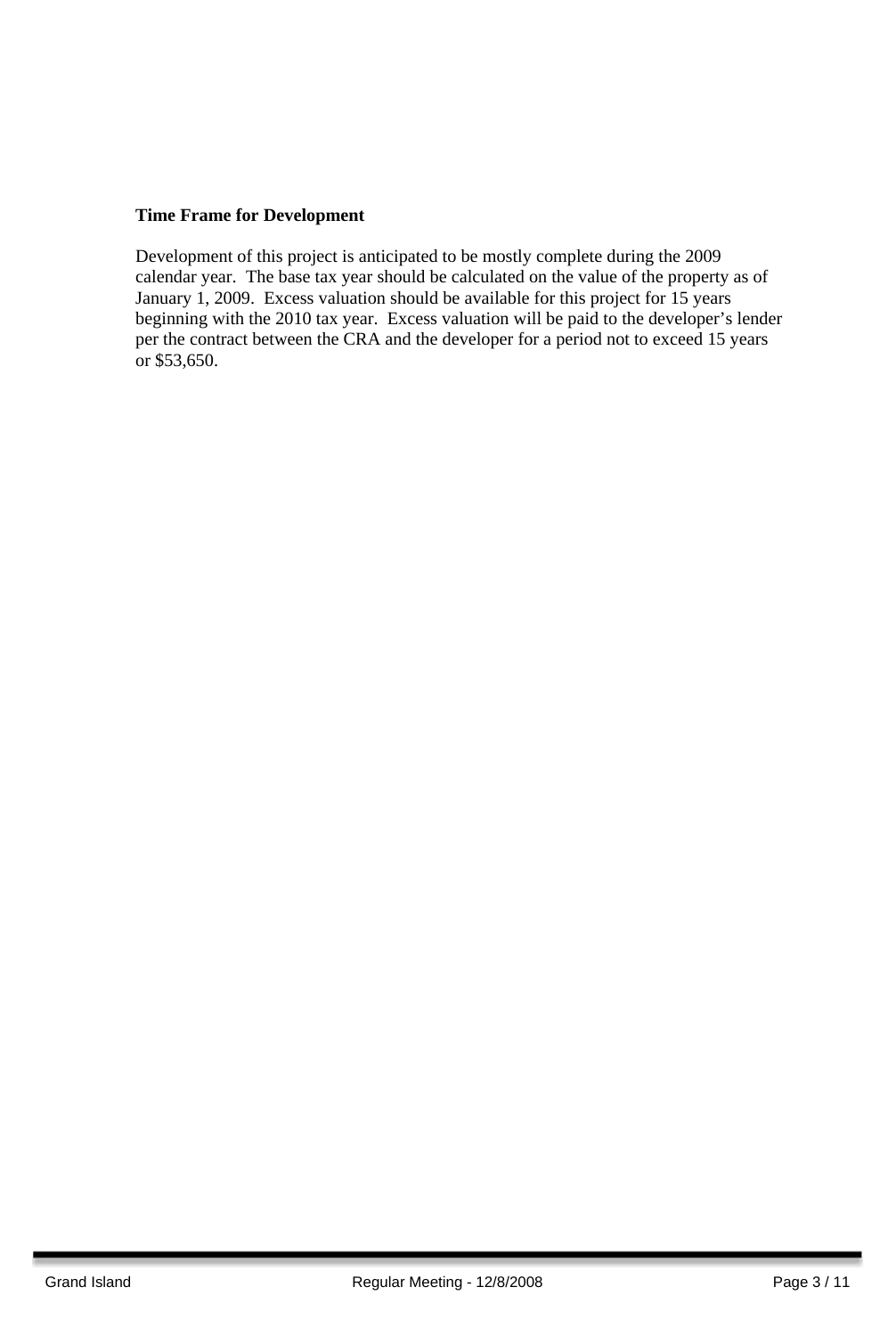**Time Frame for Development**

Development of this project is anticipated to be mostly complete during the 2009 calendar year. The base tax year should be calculated on the value of the property as of January 1, 2009. Excess valuation should be available for this project for 15 years beginning with the 2010 tax year. Excess valuation will be paid to the developer's lender per the contract between the CRA and the developer for a period not to exceed 15 years or $53,650.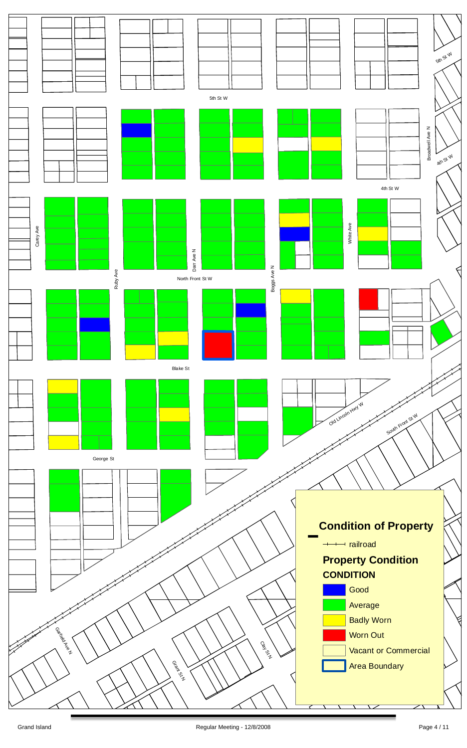5th St W

4th St W

Broadwell Ave N

White Ave

Carey Ave

Ruby Ave

Darr Ave N

Boggs Ave N

North Front St W

Blake St

Old Lincoln Hwy W

South Front St W

George St

Garfield Ave N

Grant St N

Clay St N

## Condition of Property

railroad

### Property Condition

**CONDITION**

- Good
- Average
- Badly Worn
- Worn Out
- Vacant or Commercial
- Area Boundary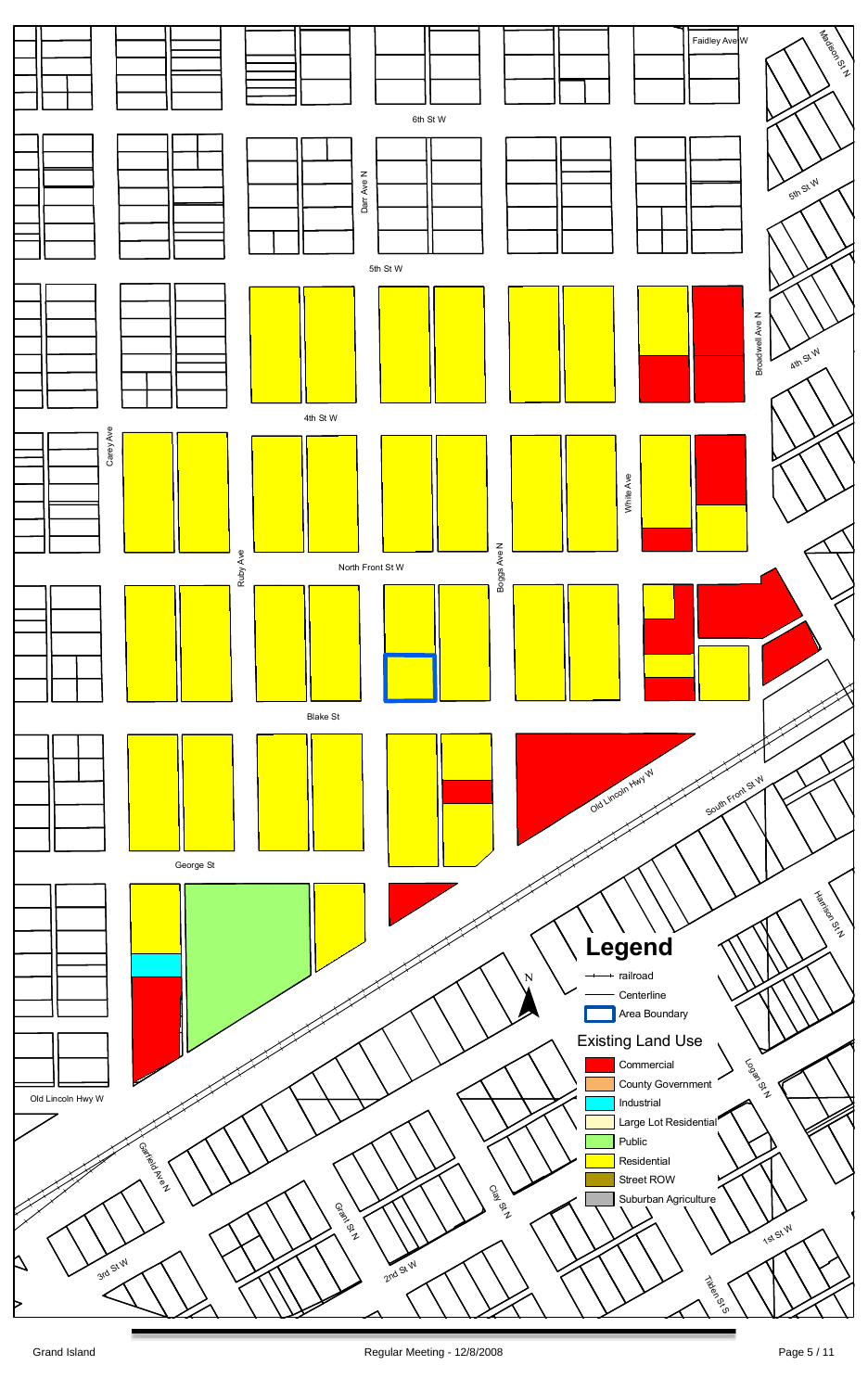Faidley Ave W

Madison St N

6th St W

Darr Ave N

5th St W

5th St W

Broadwell Ave N

4th St W

4th St W

Carey Ave

White Ave

Ruby Ave

North Front St W

Boggs Ave N

Blake St

Old Lincoln Hwy W

South Front St W

George St

Harrison St N

# Legend

railroad

Centerline

Area Boundary

## Existing Land Use

- Commercial
- County Government
- Industrial
- Large Lot Residential
- Public
- Residential
- Street ROW
- Suburban Agriculture

Logan St N

Old Lincoln Hwy W

Garfield Ave N

Grant St N

Clay St N

1st St W

3rd St W

2nd St W

Tilden St S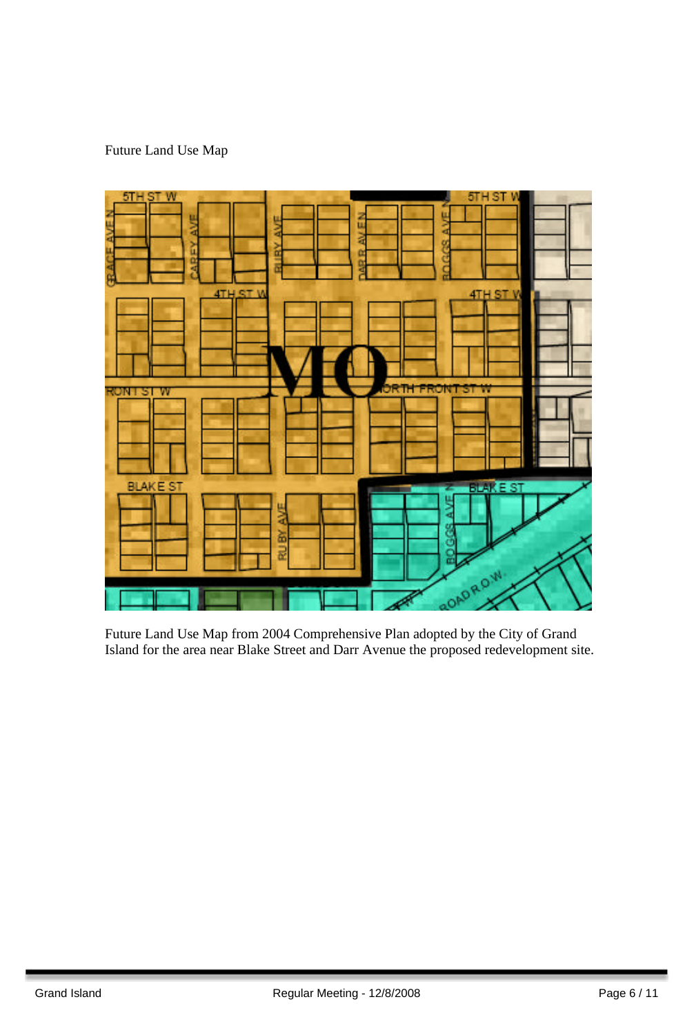Future Land Use Map

Future Land Use Map from 2004 Comprehensive Plan adopted by the City of Grand Island for the area near Blake Street and Darr Avenue the proposed redevelopment site.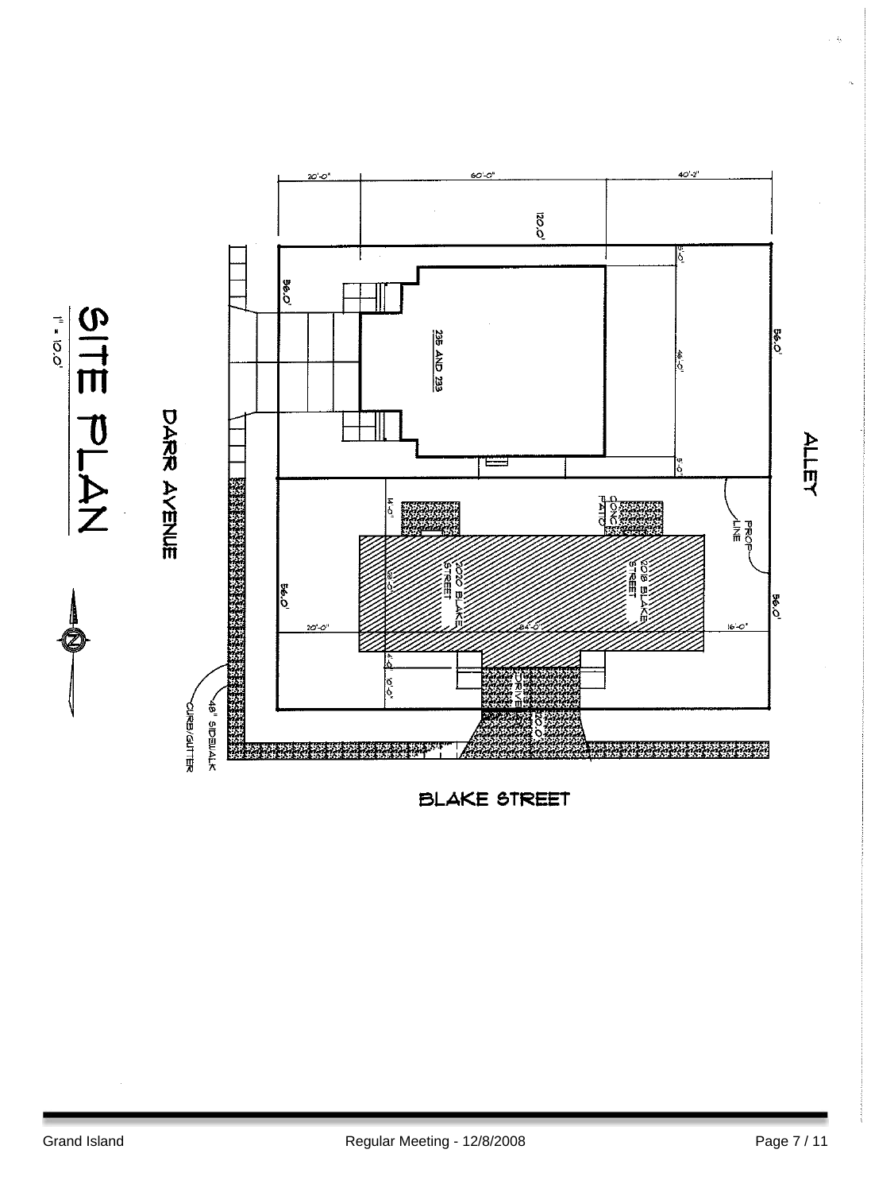# SITE PLAN

1" = 10.0'

DARR AVENUE

BLAKE STREET

ALLEY

235 AND 233

2020 BLAKE STREET

2018 BLAKE STREET

CONC. PATIO

PROP. LINE

DRIVE

48" SIDEWALK

CURB/GUTTER

20'-0"

60'-0"

40'-2"

120.0'

56.0'

56.0'

56.0'

56.0'

5'-0"

46'-0"

5'-0"

14'-0"

18'-0"

20'-0"

84'-0"

16'-0"

4'-0"

10'-0"

20.0'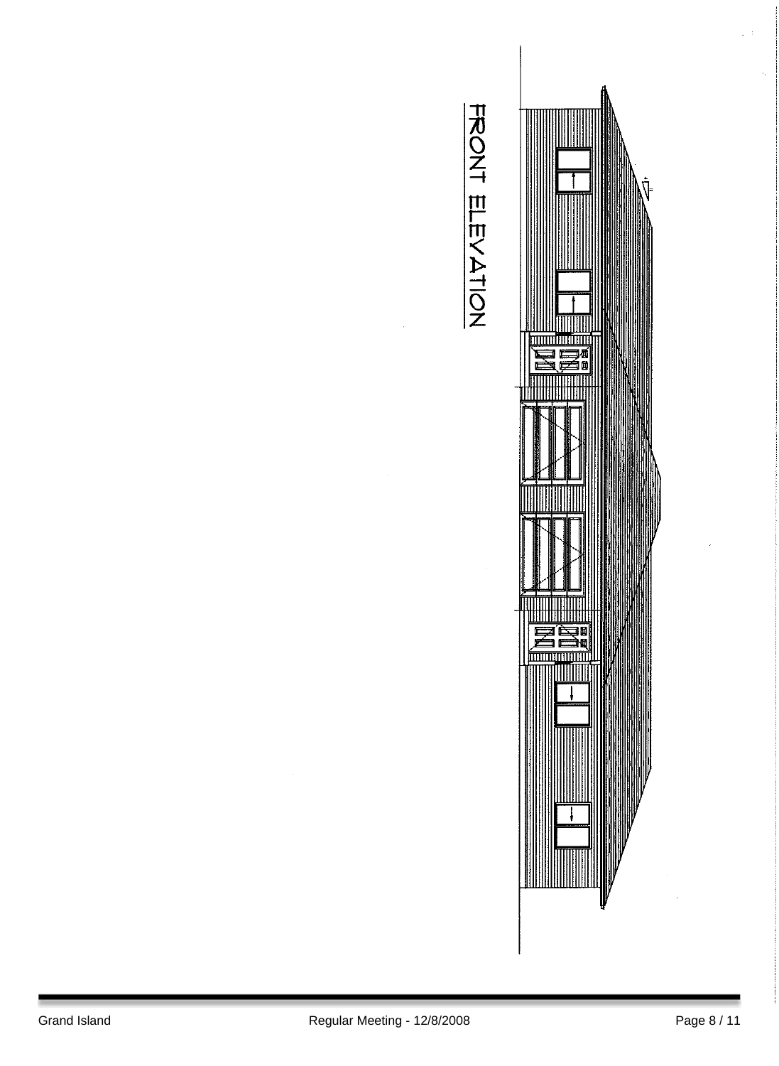FRONT ELEVATION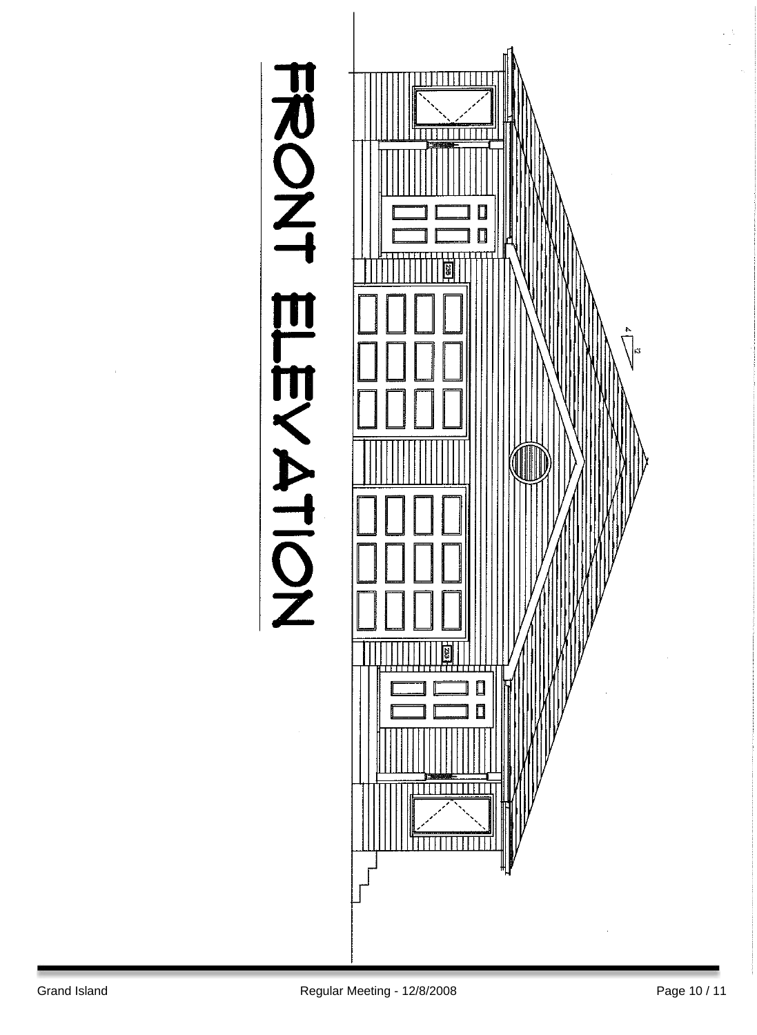# FRONT ELEVATION

4
12

235

233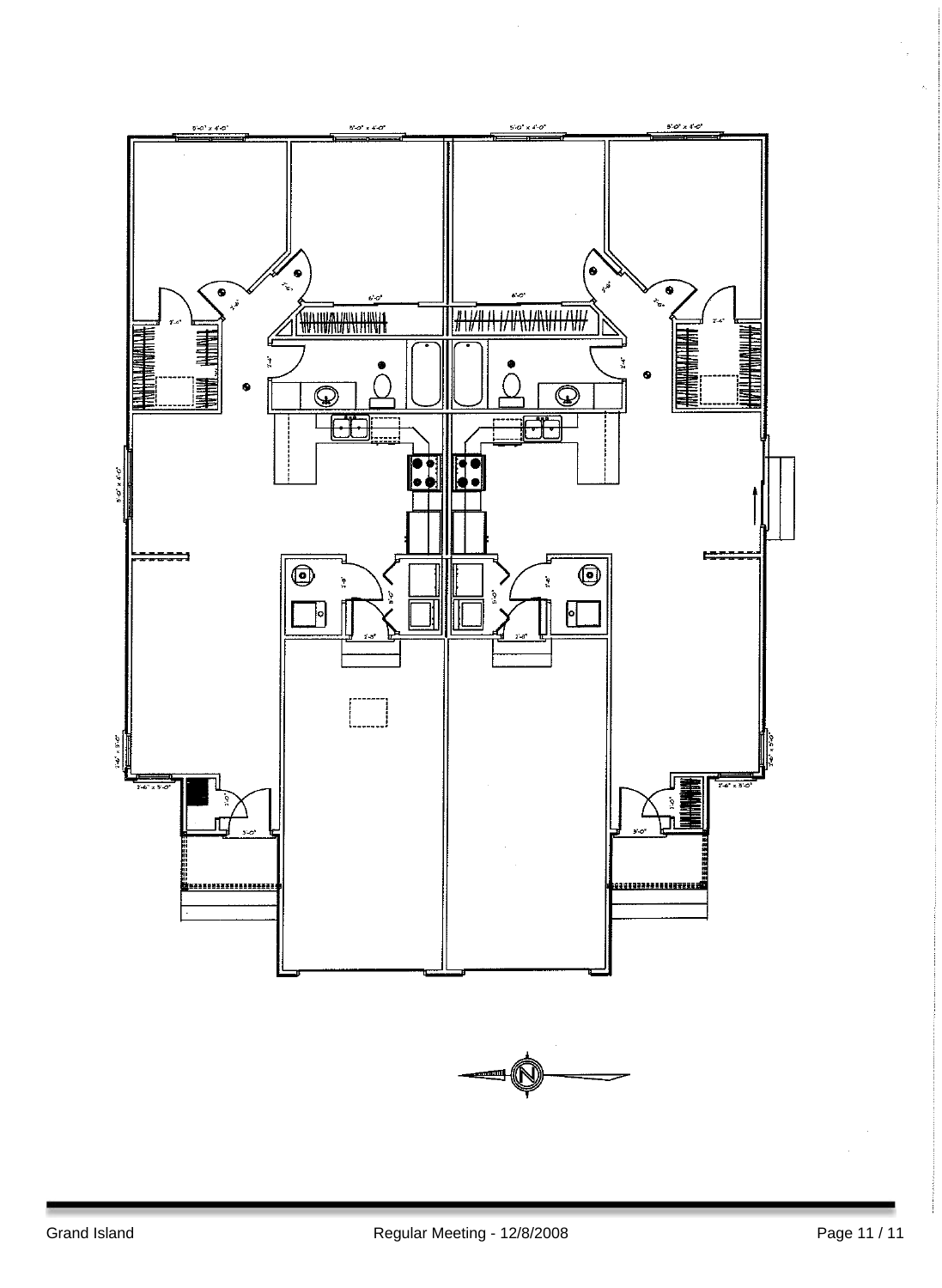5'-0" x 4'-0"

5'-0" x 4'-0"

5'-0" x 4'-0"

5'-0" x 4'-0"

6'-0"

6'-0"

2'-4"

2'-4"

5'-0" x 4'-0"

2'-6" x 5'-0"

2'-6" x 5'-0"

2'-6" x 5'-0"

2'-6" x 5'-0"

3'-0"

3'-0"

2'-8"

2'-0"